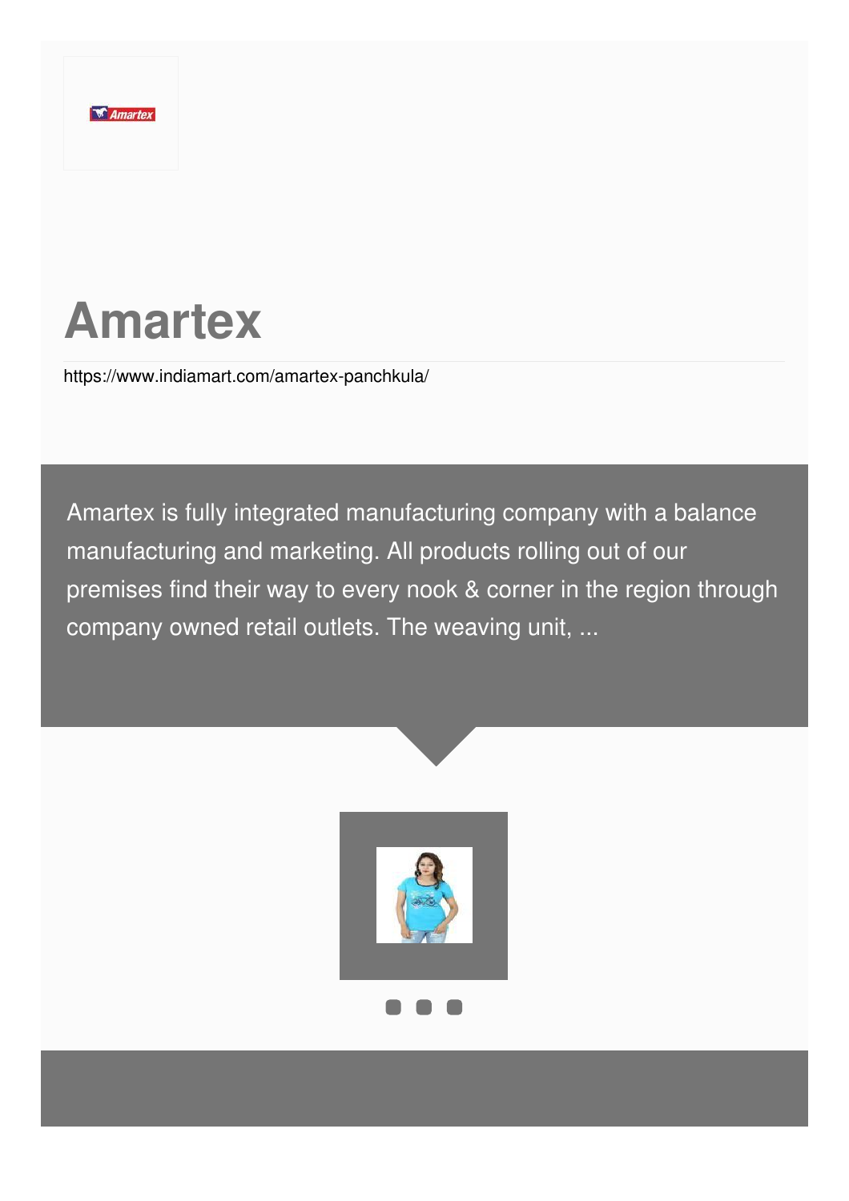# Amartex

https://www.indiamart.com/amartex-panchkula/

Amartex is fully integrated manufacturing company with a balance manufacturing and marketing. All products rolling out of our premises find their way to every nook & corner in the region through company owned retail outlets. The weaving unit, ...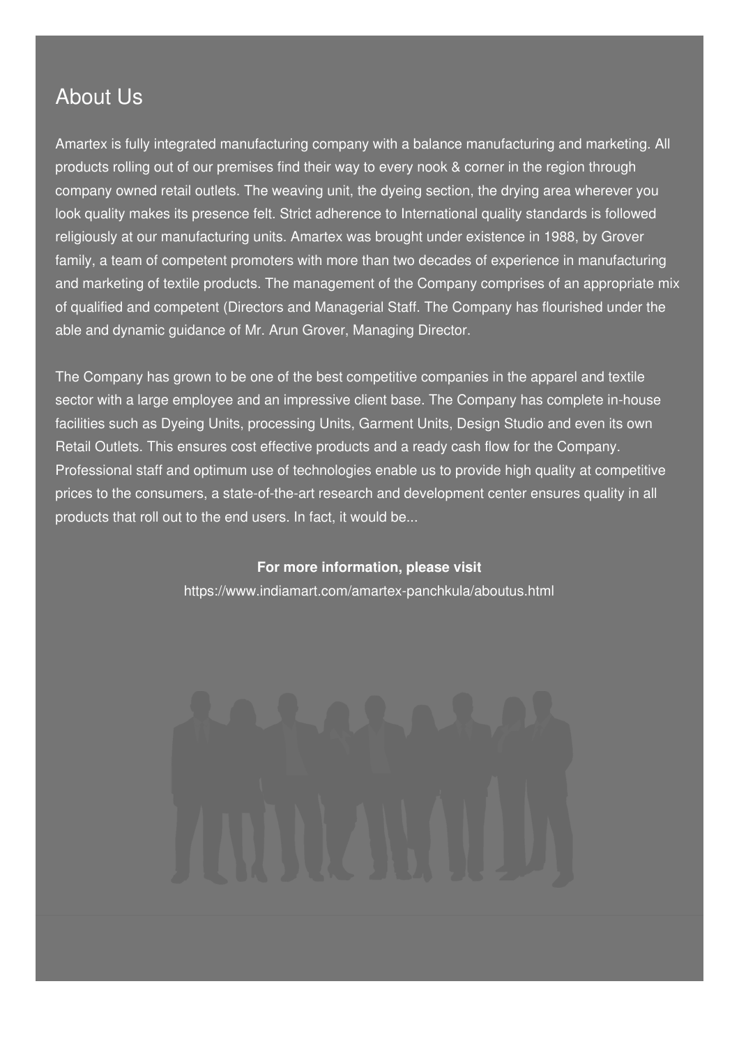## About Us

Amartex is fully integrated manufacturing company with a balance manufacturing and marketing. All products rolling out of our premises find their way to every nook & corner in the region through company owned retail outlets. The weaving unit, the dyeing section, the drying area wherever you look quality makes its presence felt. Strict adherence to International quality standards is followed religiously at our manufacturing units. Amartex was brought under existence in 1988, by Grover family, a team of competent promoters with more than two decades of experience in manufacturing and marketing of textile products. The management of the Company comprises of an appropriate mix of qualified and competent (Directors and Managerial Staff. The Company has flourished under the able and dynamic guidance of Mr. Arun Grover, Managing Director.

The Company has grown to be one of the best competitive companies in the apparel and textile sector with a large employee and an impressive client base. The Company has complete in-house facilities such as Dyeing Units, processing Units, Garment Units, Design Studio and even its own Retail Outlets. This ensures cost effective products and a ready cash flow for the Company. Professional staff and optimum use of technologies enable us to provide high quality at competitive prices to the consumers, a state-of-the-art research and development center ensures quality in all products that roll out to the end users. In fact, it would be...

**For more information, please visit**

https://www.indiamart.com/amartex-panchkula/aboutus.html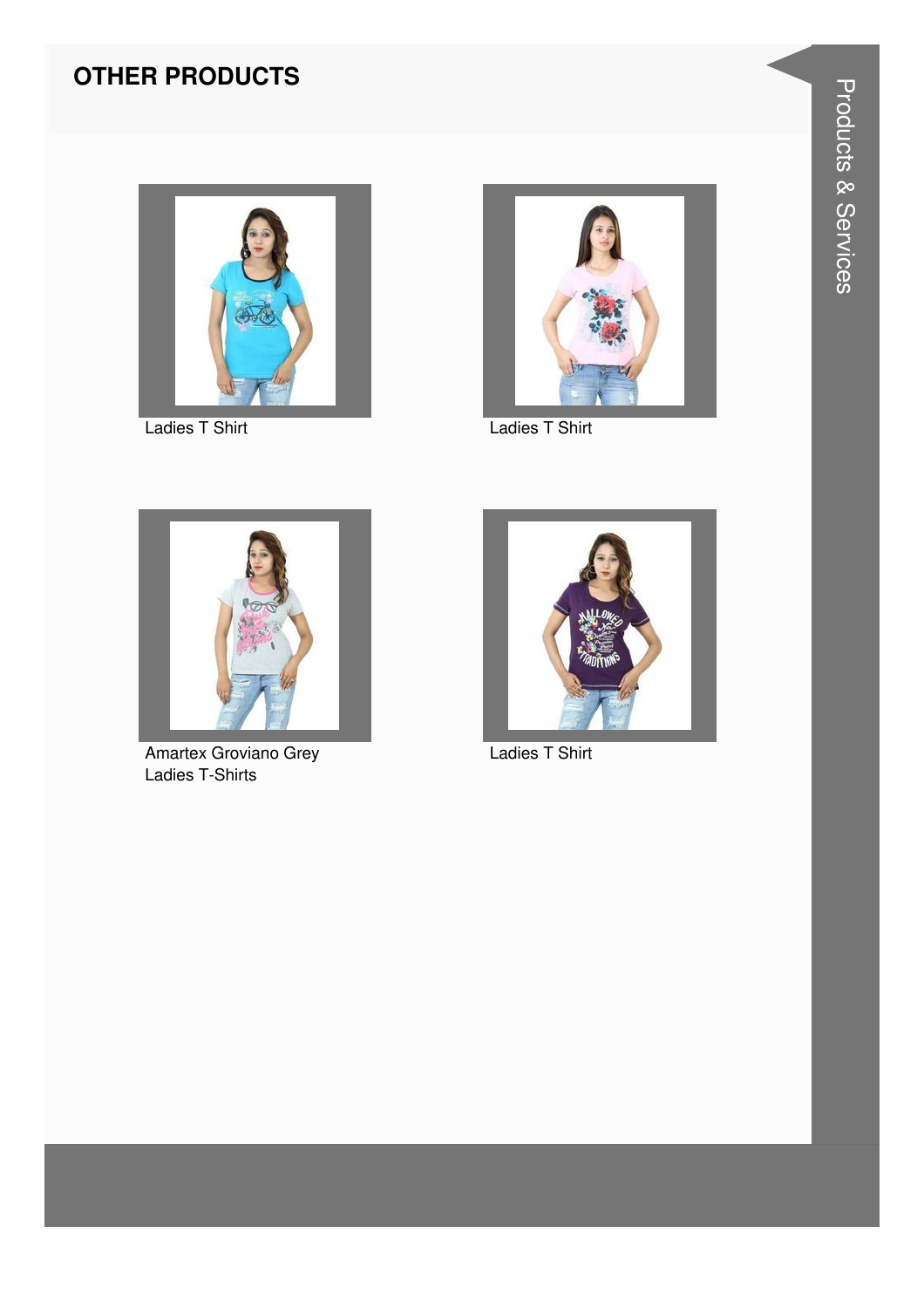## OTHER PRODUCTS

Ladies T Shirt

Ladies T Shirt

Amartex Groviano Grey Ladies T-Shirts

Ladies T Shirt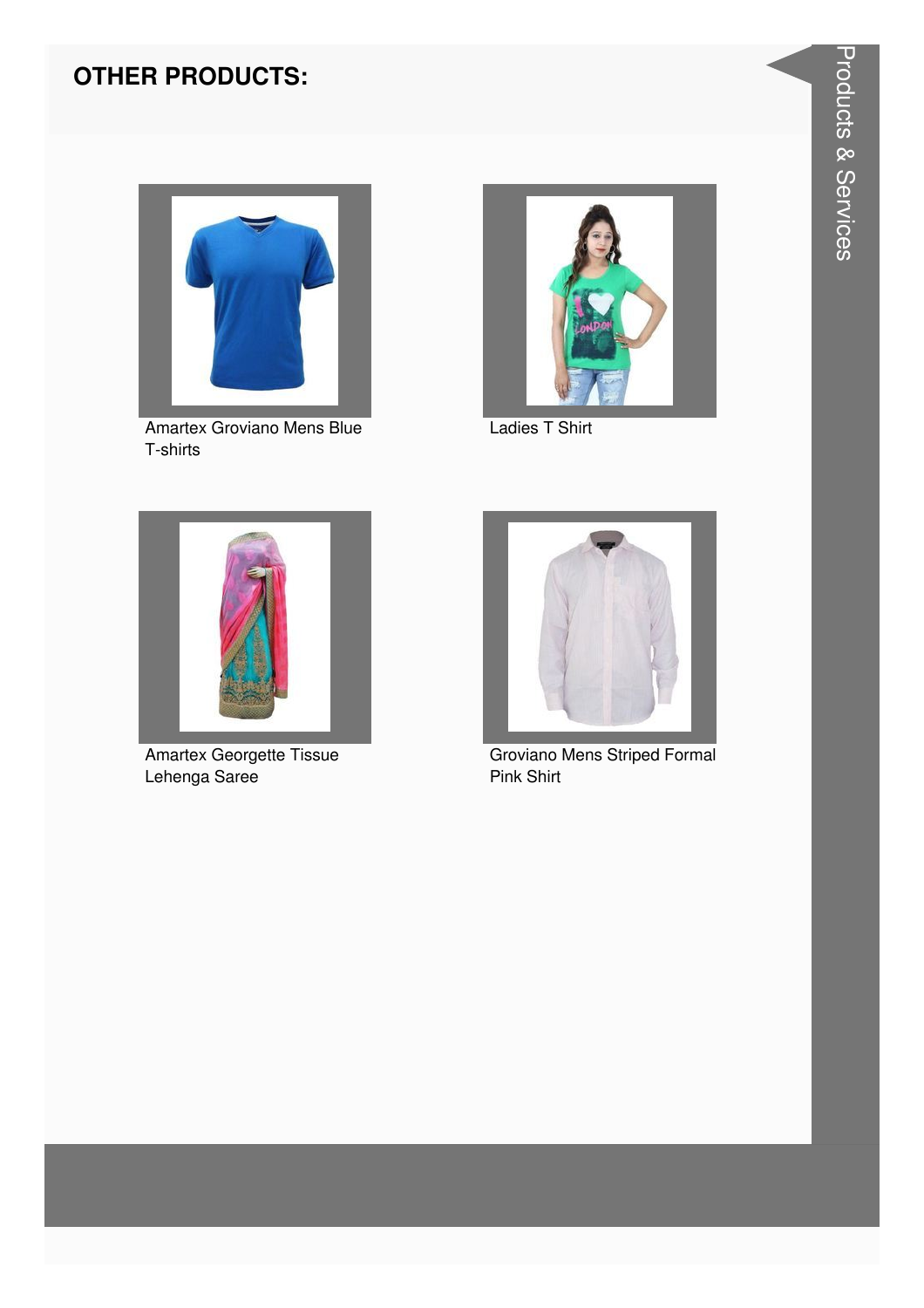## OTHER PRODUCTS:

Amartex Groviano Mens Blue T-shirts

Ladies T Shirt

Amartex Georgette Tissue Lehenga Saree

Groviano Mens Striped Formal Pink Shirt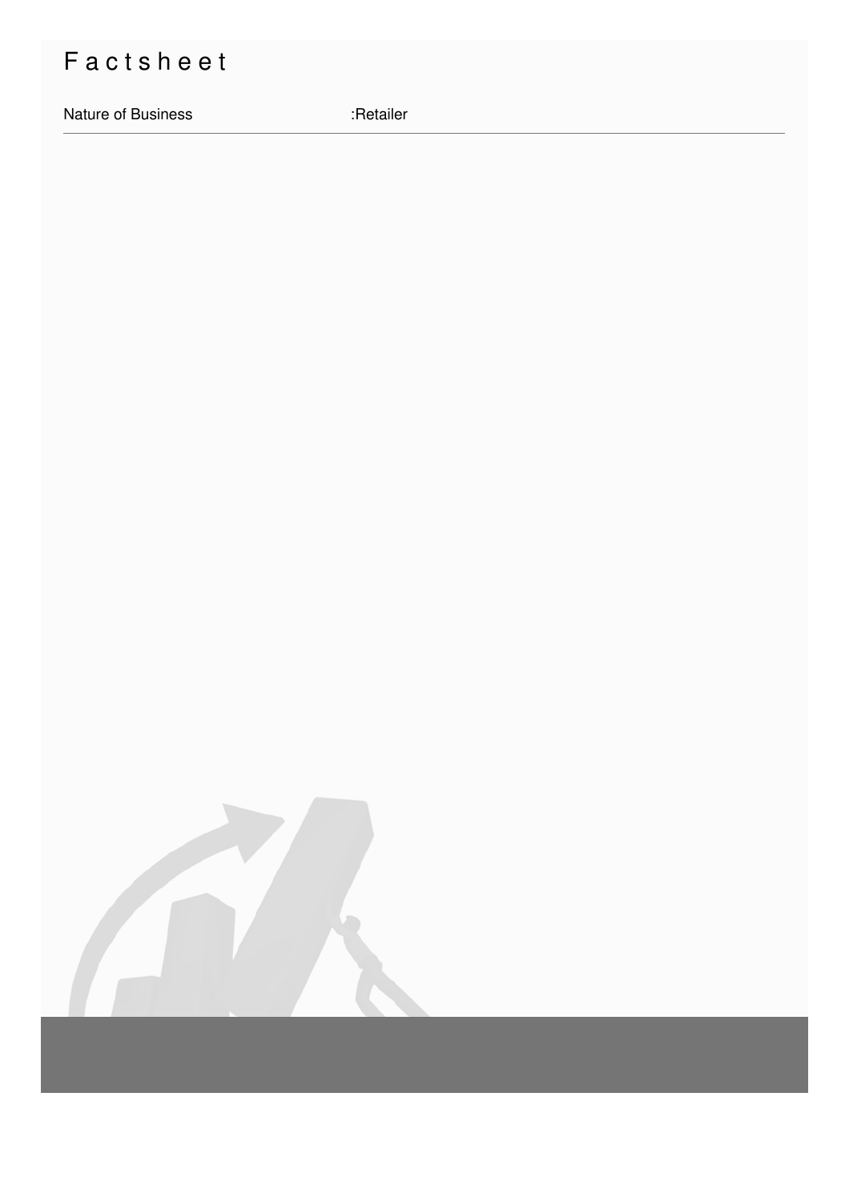# Factsheet

| Nature of Business | :Retailer |
| --- | --- |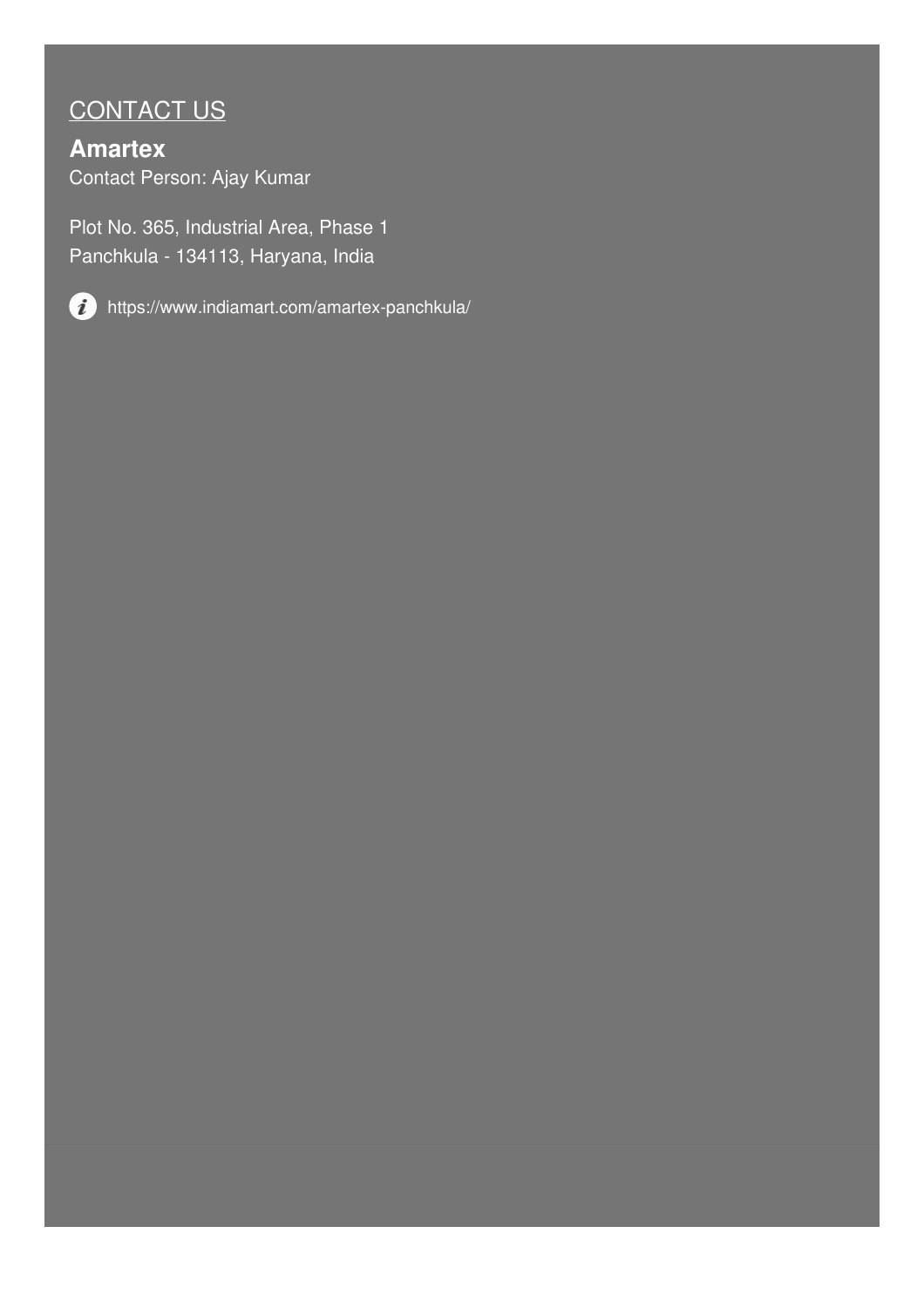## CONTACT US

### Amartex

Contact Person: Ajay Kumar

Plot No. 365, Industrial Area, Phase 1
Panchkula - 134113, Haryana, India

https://www.indiamart.com/amartex-panchkula/